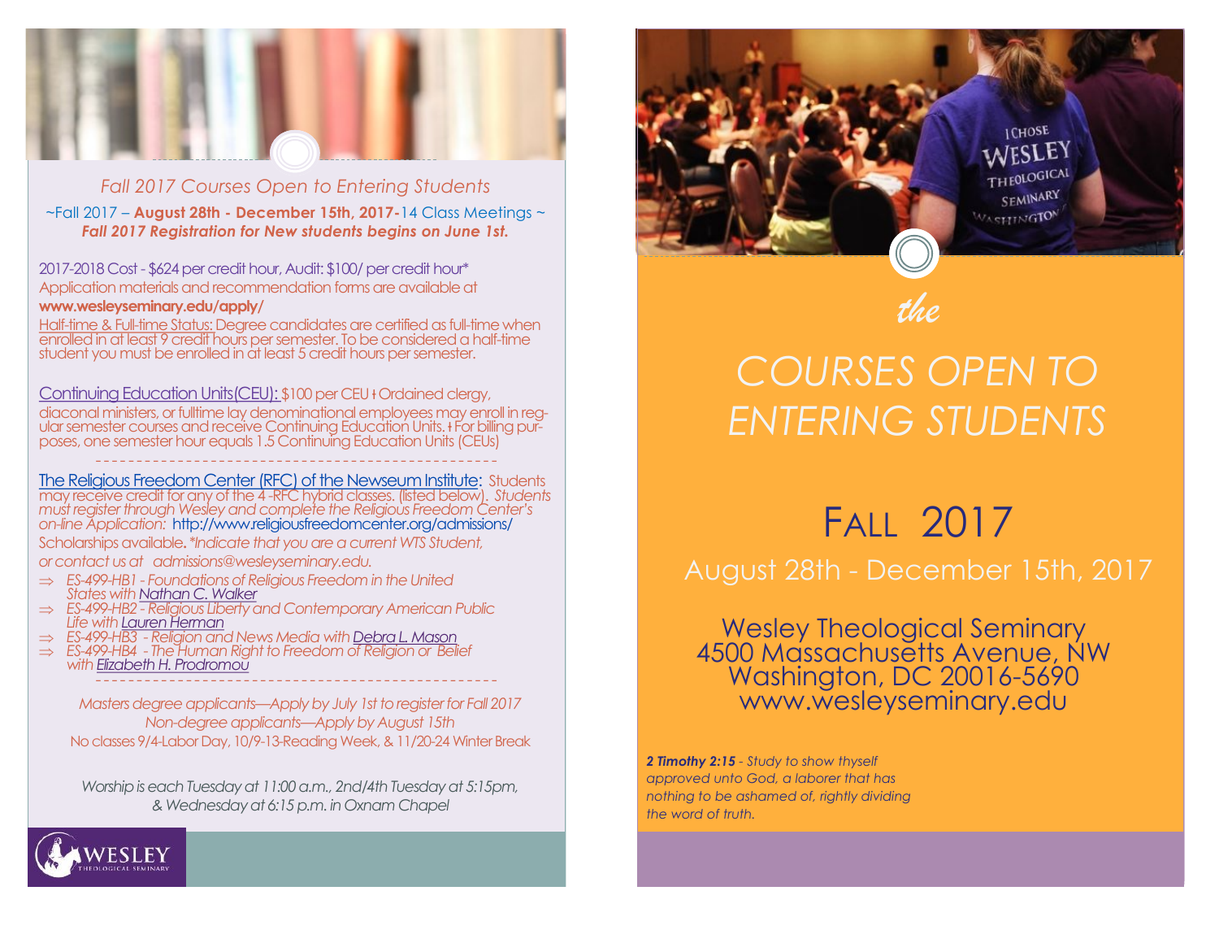## *Fall 2017 Courses Open to Entering Students*

~Fall 2017 – **August 28th - December 15th, 2017**-14 Class Meetings ~

***Fall 2017 Registration for New students begins on June 1st.***

2017-2018 Cost - $624 per credit hour, Audit: $100/ per credit hour*

Application materials and recommendation forms are available at **www.wesleyseminary.edu/apply/**

Half-time & Full-time Status: Degree candidates are certified as full-time when enrolled in at least 9 credit hours per semester. To be considered a half-time student you must be enrolled in at least 5 credit hours per semester.

Continuing Education Units(CEU): $100 per CEU ǂ Ordained clergy, diaconal ministers, or fulltime lay denominational employees may enroll in regular semester courses and receive Continuing Education Units. ǂ For billing purposes, one semester hour equals 1.5 Continuing Education Units (CEUs)

---

The Religious Freedom Center (RFC) of the Newseum Institute: Students may receive credit for any of the 4 -RFC hybrid classes. (listed below). *Students must register through Wesley and complete the Religious Freedom Center's on-line Application:* http://www.religiousfreedomcenter.org/admissions/

Scholarships available. *\*Indicate that you are a current WTS Student, or contact us at admissions@wesleyseminary.edu.*

- *ES-499-HB1 - Foundations of Religious Freedom in the United States with Nathan C. Walker*
- *ES-499-HB2 - Religious Liberty and Contemporary American Public Life with Lauren Herman*
- *ES-499-HB3 - Religion and News Media with Debra L. Mason*
- *ES-499-HB4 - The Human Right to Freedom of Religion or Belief with Elizabeth H. Prodromou*

---

*Masters degree applicants—Apply by July 1st to register for Fall 2017*

*Non-degree applicants—Apply by August 15th*

No classes 9/4-Labor Day, 10/9-13-Reading Week, & 11/20-24 Winter Break

*Worship is each Tuesday at 11:00 a.m., 2nd/4th Tuesday at 5:15pm, & Wednesday at 6:15 p.m. in Oxnam Chapel*

WESLEY THEOLOGICAL SEMINARY

*the*

# COURSES OPEN TO ENTERING STUDENTS

## FALL 2017

August 28th - December 15th, 2017

Wesley Theological Seminary
4500 Massachusetts Avenue, NW
Washington, DC 20016-5690
www.wesleyseminary.edu

***2 Timothy 2:15*** *- Study to show thyself approved unto God, a laborer that has nothing to be ashamed of, rightly dividing the word of truth.*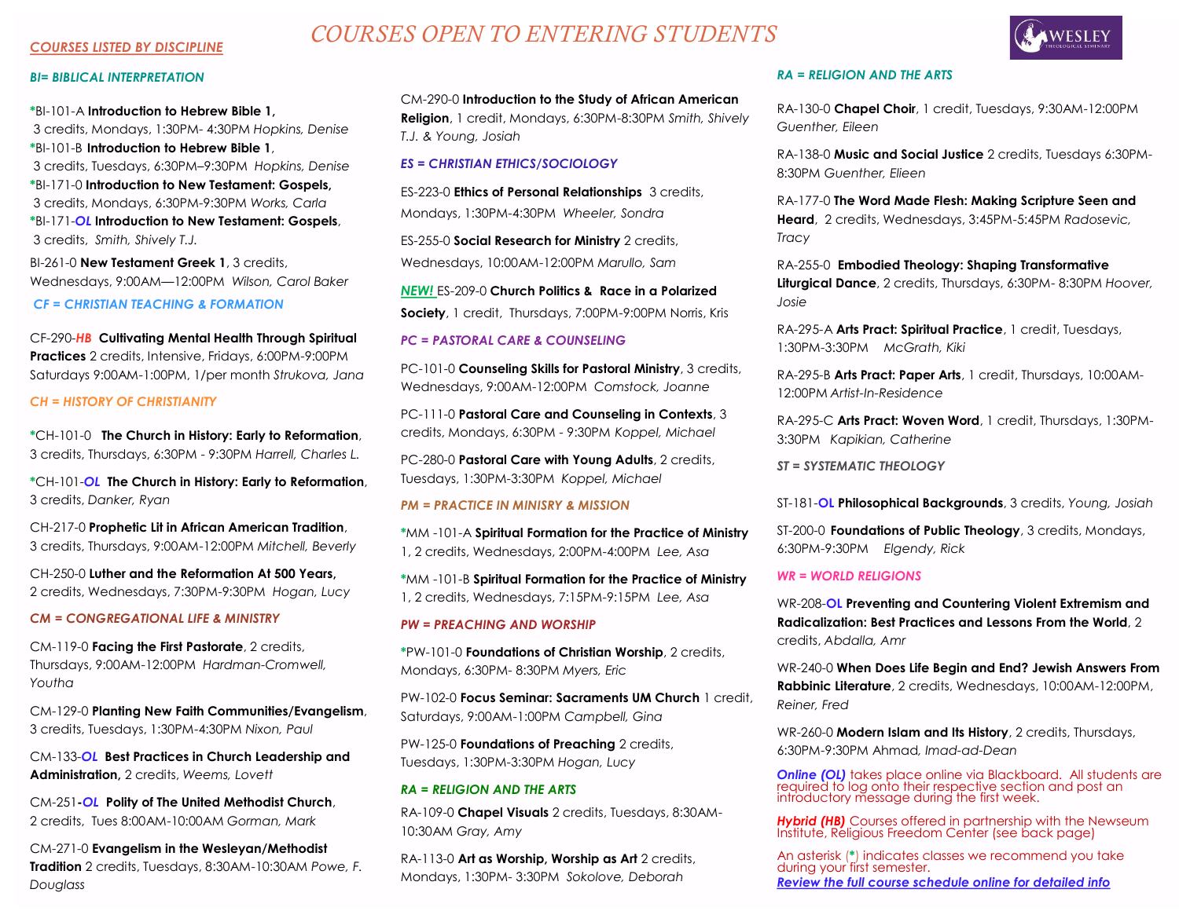# COURSES OPEN TO ENTERING STUDENTS

*COURSES LISTED BY DISCIPLINE*

### *BI= BIBLICAL INTERPRETATION*

*BI-101-A **Introduction to Hebrew Bible 1,**
3 credits, Mondays, 1:30PM- 4:30PM *Hopkins, Denise*
*BI-101-B **Introduction to Hebrew Bible 1**,
3 credits, Tuesdays, 6:30PM–9:30PM *Hopkins, Denise*
*BI-171-0 **Introduction to New Testament: Gospels,**
3 credits, Mondays, 6:30PM-9:30PM *Works, Carla*
*BI-171-***OL*** **Introduction to New Testament: Gospels**,
3 credits, *Smith, Shively T.J.*

BI-261-0 **New Testament Greek 1**, 3 credits, Wednesdays, 9:00AM—12:00PM *Wilson, Carol Baker*

### *CF = CHRISTIAN TEACHING & FORMATION*

CF-290-***HB*** **Cultivating Mental Health Through Spiritual Practices** 2 credits, Intensive, Fridays, 6:00PM-9:00PM Saturdays 9:00AM-1:00PM, 1/per month *Strukova, Jana*

### *CH = HISTORY OF CHRISTIANITY*

*CH-101-0 **The Church in History: Early to Reformation**, 3 credits, Thursdays, 6:30PM - 9:30PM *Harrell, Charles L.*

*CH-101-***OL*** **The Church in History: Early to Reformation**, 3 credits, *Danker, Ryan*

CH-217-0 **Prophetic Lit in African American Tradition**, 3 credits, Thursdays, 9:00AM-12:00PM *Mitchell, Beverly*

CH-250-0 **Luther and the Reformation At 500 Years,** 2 credits, Wednesdays, 7:30PM-9:30PM *Hogan, Lucy*

### *CM = CONGREGATIONAL LIFE & MINISTRY*

CM-119-0 **Facing the First Pastorate**, 2 credits, Thursdays, 9:00AM-12:00PM *Hardman-Cromwell, Youtha*

CM-129-0 **Planting New Faith Communities/Evangelism**, 3 credits, Tuesdays, 1:30PM-4:30PM *Nixon, Paul*

CM-133-***OL*** **Best Practices in Church Leadership and Administration,** 2 credits, *Weems, Lovett*

CM-251-***OL*** **Polity of The United Methodist Church**, 2 credits, Tues 8:00AM-10:00AM *Gorman, Mark*

CM-271-0 **Evangelism in the Wesleyan/Methodist Tradition** 2 credits, Tuesdays, 8:30AM-10:30AM *Powe, F. Douglass*

CM-290-0 **Introduction to the Study of African American Religion**, 1 credit, Mondays, 6:30PM-8:30PM *Smith, Shively T.J. & Young, Josiah*

### *ES = CHRISTIAN ETHICS/SOCIOLOGY*

ES-223-0 **Ethics of Personal Relationships** 3 credits, Mondays, 1:30PM-4:30PM *Wheeler, Sondra*

ES-255-0 **Social Research for Ministry** 2 credits, Wednesdays, 10:00AM-12:00PM *Marullo, Sam*

***NEW!*** ES-209-0 **Church Politics & Race in a Polarized Society**, 1 credit, Thursdays, 7:00PM-9:00PM Norris, Kris

### *PC = PASTORAL CARE & COUNSELING*

PC-101-0 **Counseling Skills for Pastoral Ministry**, 3 credits, Wednesdays, 9:00AM-12:00PM *Comstock, Joanne*

PC-111-0 **Pastoral Care and Counseling in Contexts**, 3 credits, Mondays, 6:30PM - 9:30PM *Koppel, Michael*

PC-280-0 **Pastoral Care with Young Adults**, 2 credits, Tuesdays, 1:30PM-3:30PM *Koppel, Michael*

### *PM = PRACTICE IN MINISRY & MISSION*

*MM -101-A **Spiritual Formation for the Practice of Ministry** 1, 2 credits, Wednesdays, 2:00PM-4:00PM *Lee, Asa*

*MM -101-B **Spiritual Formation for the Practice of Ministry** 1, 2 credits, Wednesdays, 7:15PM-9:15PM *Lee, Asa*

### *PW = PREACHING AND WORSHIP*

*PW-101-0 **Foundations of Christian Worship**, 2 credits, Mondays, 6:30PM- 8:30PM *Myers, Eric*

PW-102-0 **Focus Seminar: Sacraments UM Church** 1 credit, Saturdays, 9:00AM-1:00PM *Campbell, Gina*

PW-125-0 **Foundations of Preaching** 2 credits, Tuesdays, 1:30PM-3:30PM *Hogan, Lucy*

### *RA = RELIGION AND THE ARTS*

RA-109-0 **Chapel Visuals** 2 credits, Tuesdays, 8:30AM-10:30AM *Gray, Amy*

RA-113-0 **Art as Worship, Worship as Art** 2 credits, Mondays, 1:30PM- 3:30PM *Sokolove, Deborah*

RA-130-0 **Chapel Choir**, 1 credit, Tuesdays, 9:30AM-12:00PM *Guenther, Eileen*

RA-138-0 **Music and Social Justice** 2 credits, Tuesdays 6:30PM-8:30PM *Guenther, Elieen*

RA-177-0 **The Word Made Flesh: Making Scripture Seen and Heard**, 2 credits, Wednesdays, 3:45PM-5:45PM *Radosevic, Tracy*

RA-255-0 **Embodied Theology: Shaping Transformative Liturgical Dance**, 2 credits, Thursdays, 6:30PM- 8:30PM *Hoover, Josie*

RA-295-A **Arts Pract: Spiritual Practice**, 1 credit, Tuesdays, 1:30PM-3:30PM *McGrath, Kiki*

RA-295-B **Arts Pract: Paper Arts**, 1 credit, Thursdays, 10:00AM-12:00PM *Artist-In-Residence*

RA-295-C **Arts Pract: Woven Word**, 1 credit, Thursdays, 1:30PM-3:30PM *Kapikian, Catherine*

### *ST = SYSTEMATIC THEOLOGY*

ST-181-**OL** **Philosophical Backgrounds**, 3 credits, *Young, Josiah*

ST-200-0 **Foundations of Public Theology**, 3 credits, Mondays, 6:30PM-9:30PM *Elgendy, Rick*

### *WR = WORLD RELIGIONS*

WR-208-**OL** **Preventing and Countering Violent Extremism and Radicalization: Best Practices and Lessons From the World**, 2 credits, *Abdalla, Amr*

WR-240-0 **When Does Life Begin and End? Jewish Answers From Rabbinic Literature**, 2 credits, Wednesdays, 10:00AM-12:00PM, *Reiner, Fred*

WR-260-0 **Modern Islam and Its History**, 2 credits, Thursdays, 6:30PM-9:30PM Ahmad, *Imad-ad-Dean*

***Online (OL)*** takes place online via Blackboard. All students are required to log onto their respective section and post an introductory message during the first week.

***Hybrid (HB)*** Courses offered in partnership with the Newseum Institute, Religious Freedom Center (see back page)

An asterisk (*) indicates classes we recommend you take during your first semester.

***Review the full course schedule online for detailed info***